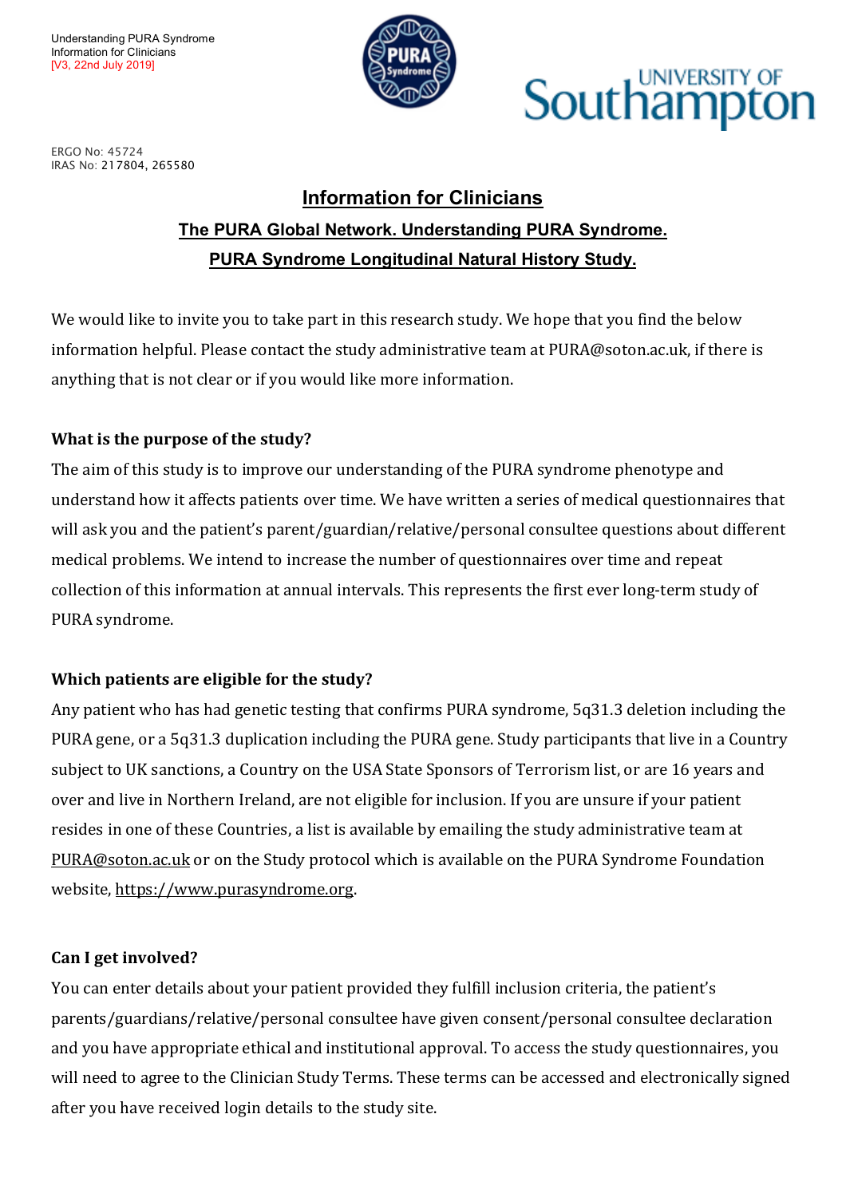Understanding PURA Syndrome
Information for Clinicians
[V3, 22nd July 2019]

ERGO No: 45724
IRAS No: 217804, 265580

# Information for Clinicians

## The PURA Global Network. Understanding PURA Syndrome.

## PURA Syndrome Longitudinal Natural History Study.

We would like to invite you to take part in this research study. We hope that you find the below information helpful. Please contact the study administrative team at PURA@soton.ac.uk, if there is anything that is not clear or if you would like more information.

**What is the purpose of the study?**

The aim of this study is to improve our understanding of the PURA syndrome phenotype and understand how it affects patients over time. We have written a series of medical questionnaires that will ask you and the patient's parent/guardian/relative/personal consultee questions about different medical problems. We intend to increase the number of questionnaires over time and repeat collection of this information at annual intervals. This represents the first ever long-term study of PURA syndrome.

**Which patients are eligible for the study?**

Any patient who has had genetic testing that confirms PURA syndrome, 5q31.3 deletion including the PURA gene, or a 5q31.3 duplication including the PURA gene. Study participants that live in a Country subject to UK sanctions, a Country on the USA State Sponsors of Terrorism list, or are 16 years and over and live in Northern Ireland, are not eligible for inclusion. If you are unsure if your patient resides in one of these Countries, a list is available by emailing the study administrative team at PURA@soton.ac.uk or on the Study protocol which is available on the PURA Syndrome Foundation website, https://www.purasyndrome.org.

**Can I get involved?**

You can enter details about your patient provided they fulfill inclusion criteria, the patient's parents/guardians/relative/personal consultee have given consent/personal consultee declaration and you have appropriate ethical and institutional approval. To access the study questionnaires, you will need to agree to the Clinician Study Terms. These terms can be accessed and electronically signed after you have received login details to the study site.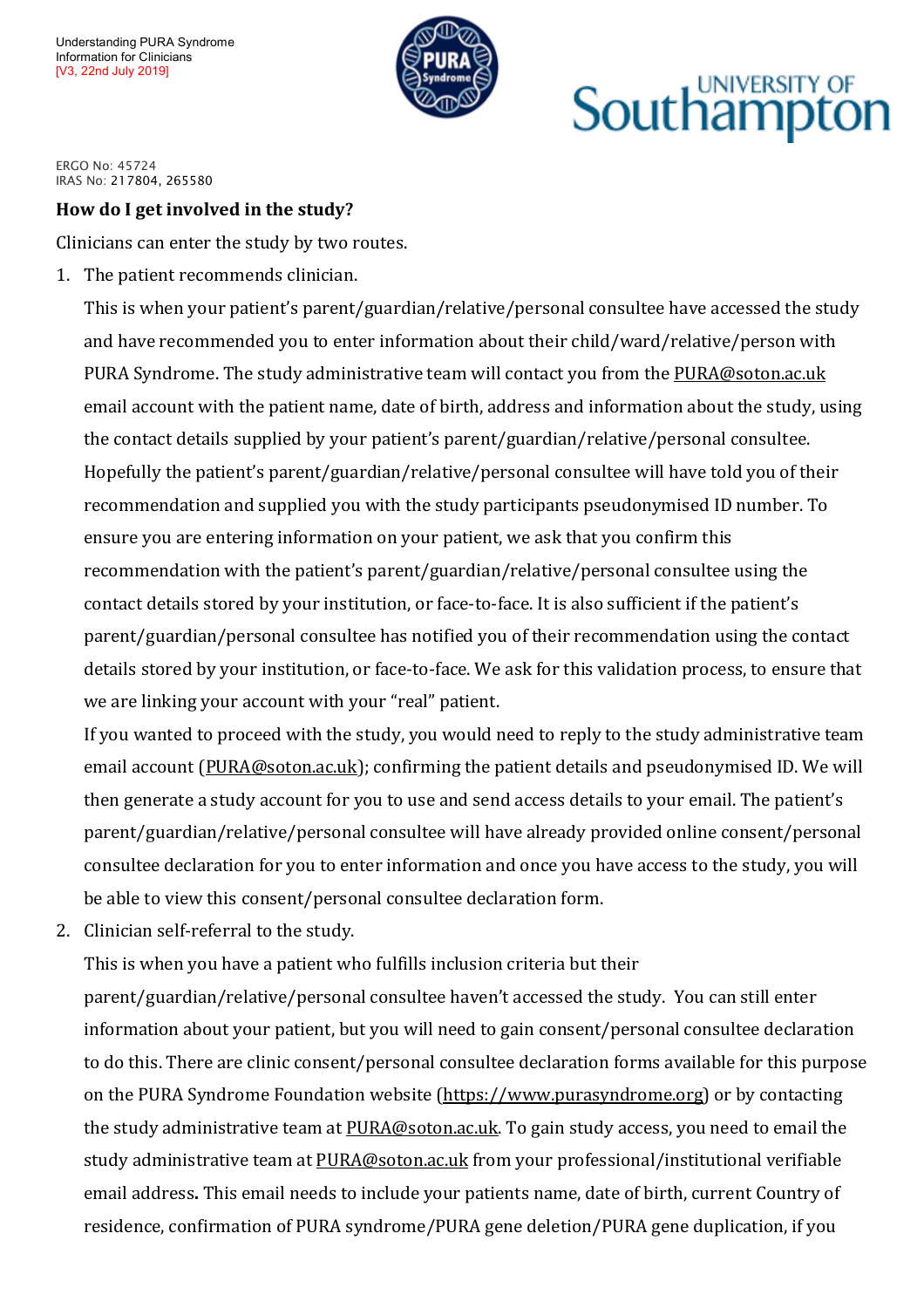ERGO No: 45724
IRAS No: 217804, 265580

### How do I get involved in the study?

Clinicians can enter the study by two routes.

1. The patient recommends clinician.

   This is when your patient's parent/guardian/relative/personal consultee have accessed the study and have recommended you to enter information about their child/ward/relative/person with PURA Syndrome. The study administrative team will contact you from the PURA@soton.ac.uk email account with the patient name, date of birth, address and information about the study, using the contact details supplied by your patient's parent/guardian/relative/personal consultee. Hopefully the patient's parent/guardian/relative/personal consultee will have told you of their recommendation and supplied you with the study participants pseudonymised ID number. To ensure you are entering information on your patient, we ask that you confirm this recommendation with the patient's parent/guardian/relative/personal consultee using the contact details stored by your institution, or face-to-face. It is also sufficient if the patient's parent/guardian/personal consultee has notified you of their recommendation using the contact details stored by your institution, or face-to-face. We ask for this validation process, to ensure that we are linking your account with your "real" patient.

   If you wanted to proceed with the study, you would need to reply to the study administrative team email account (PURA@soton.ac.uk); confirming the patient details and pseudonymised ID. We will then generate a study account for you to use and send access details to your email. The patient's parent/guardian/relative/personal consultee will have already provided online consent/personal consultee declaration for you to enter information and once you have access to the study, you will be able to view this consent/personal consultee declaration form.

2. Clinician self-referral to the study.

   This is when you have a patient who fulfills inclusion criteria but their parent/guardian/relative/personal consultee haven't accessed the study. You can still enter information about your patient, but you will need to gain consent/personal consultee declaration to do this. There are clinic consent/personal consultee declaration forms available for this purpose on the PURA Syndrome Foundation website (https://www.purasyndrome.org) or by contacting the study administrative team at PURA@soton.ac.uk. To gain study access, you need to email the study administrative team at PURA@soton.ac.uk from your professional/institutional verifiable email address**.** This email needs to include your patients name, date of birth, current Country of residence, confirmation of PURA syndrome/PURA gene deletion/PURA gene duplication, if you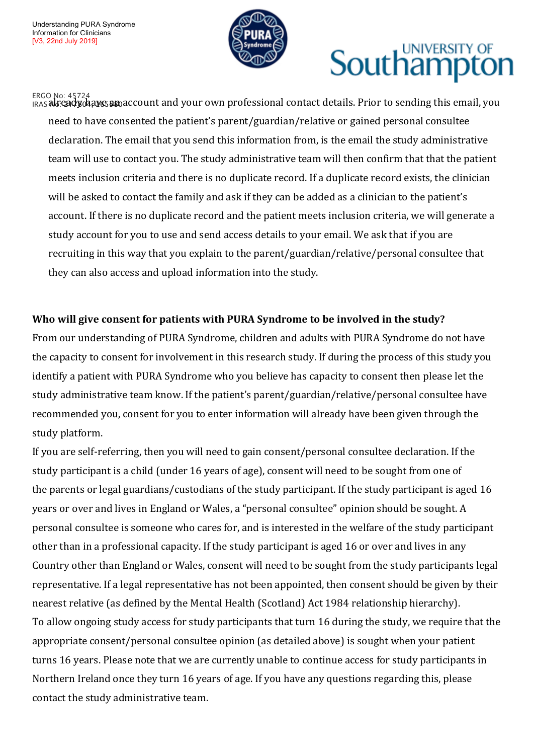already have an account and your own professional contact details. Prior to sending this email, you need to have consented the patient's parent/guardian/relative or gained personal consultee declaration. The email that you send this information from, is the email the study administrative team will use to contact you. The study administrative team will then confirm that that the patient meets inclusion criteria and there is no duplicate record. If a duplicate record exists, the clinician will be asked to contact the family and ask if they can be added as a clinician to the patient's account. If there is no duplicate record and the patient meets inclusion criteria, we will generate a study account for you to use and send access details to your email. We ask that if you are recruiting in this way that you explain to the parent/guardian/relative/personal consultee that they can also access and upload information into the study.

**Who will give consent for patients with PURA Syndrome to be involved in the study?**

From our understanding of PURA Syndrome, children and adults with PURA Syndrome do not have the capacity to consent for involvement in this research study. If during the process of this study you identify a patient with PURA Syndrome who you believe has capacity to consent then please let the study administrative team know. If the patient's parent/guardian/relative/personal consultee have recommended you, consent for you to enter information will already have been given through the study platform.

If you are self-referring, then you will need to gain consent/personal consultee declaration. If the study participant is a child (under 16 years of age), consent will need to be sought from one of the parents or legal guardians/custodians of the study participant. If the study participant is aged 16 years or over and lives in England or Wales, a "personal consultee" opinion should be sought. A personal consultee is someone who cares for, and is interested in the welfare of the study participant other than in a professional capacity. If the study participant is aged 16 or over and lives in any Country other than England or Wales, consent will need to be sought from the study participants legal representative. If a legal representative has not been appointed, then consent should be given by their nearest relative (as defined by the Mental Health (Scotland) Act 1984 relationship hierarchy).

To allow ongoing study access for study participants that turn 16 during the study, we require that the appropriate consent/personal consultee opinion (as detailed above) is sought when your patient turns 16 years. Please note that we are currently unable to continue access for study participants in Northern Ireland once they turn 16 years of age. If you have any questions regarding this, please contact the study administrative team.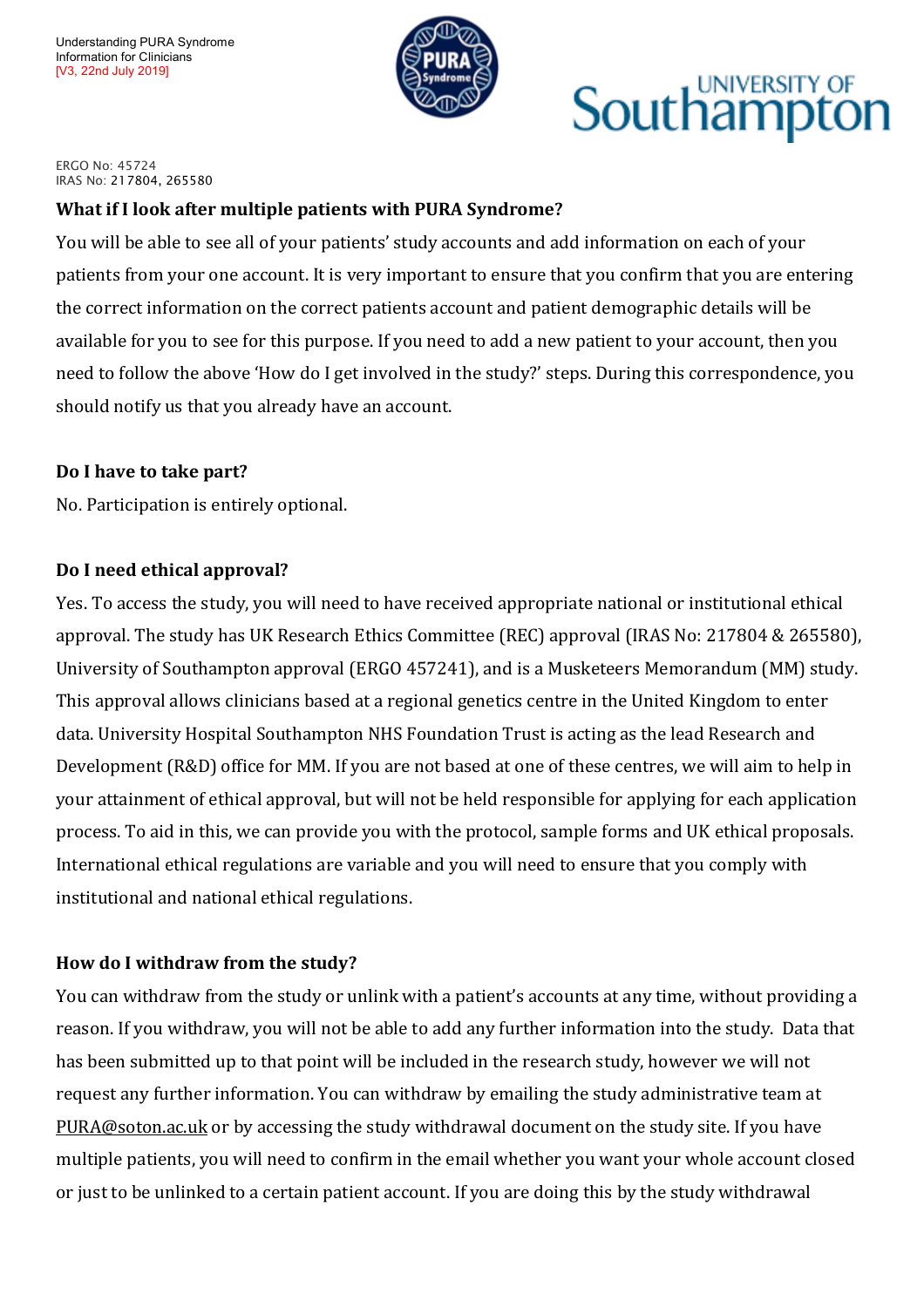## What if I look after multiple patients with PURA Syndrome?

You will be able to see all of your patients' study accounts and add information on each of your patients from your one account. It is very important to ensure that you confirm that you are entering the correct information on the correct patients account and patient demographic details will be available for you to see for this purpose. If you need to add a new patient to your account, then you need to follow the above 'How do I get involved in the study?' steps. During this correspondence, you should notify us that you already have an account.

## Do I have to take part?

No. Participation is entirely optional.

## Do I need ethical approval?

Yes. To access the study, you will need to have received appropriate national or institutional ethical approval. The study has UK Research Ethics Committee (REC) approval (IRAS No: 217804 & 265580), University of Southampton approval (ERGO 457241), and is a Musketeers Memorandum (MM) study. This approval allows clinicians based at a regional genetics centre in the United Kingdom to enter data. University Hospital Southampton NHS Foundation Trust is acting as the lead Research and Development (R&D) office for MM. If you are not based at one of these centres, we will aim to help in your attainment of ethical approval, but will not be held responsible for applying for each application process. To aid in this, we can provide you with the protocol, sample forms and UK ethical proposals. International ethical regulations are variable and you will need to ensure that you comply with institutional and national ethical regulations.

## How do I withdraw from the study?

You can withdraw from the study or unlink with a patient's accounts at any time, without providing a reason. If you withdraw, you will not be able to add any further information into the study. Data that has been submitted up to that point will be included in the research study, however we will not request any further information. You can withdraw by emailing the study administrative team at PURA@soton.ac.uk or by accessing the study withdrawal document on the study site. If you have multiple patients, you will need to confirm in the email whether you want your whole account closed or just to be unlinked to a certain patient account. If you are doing this by the study withdrawal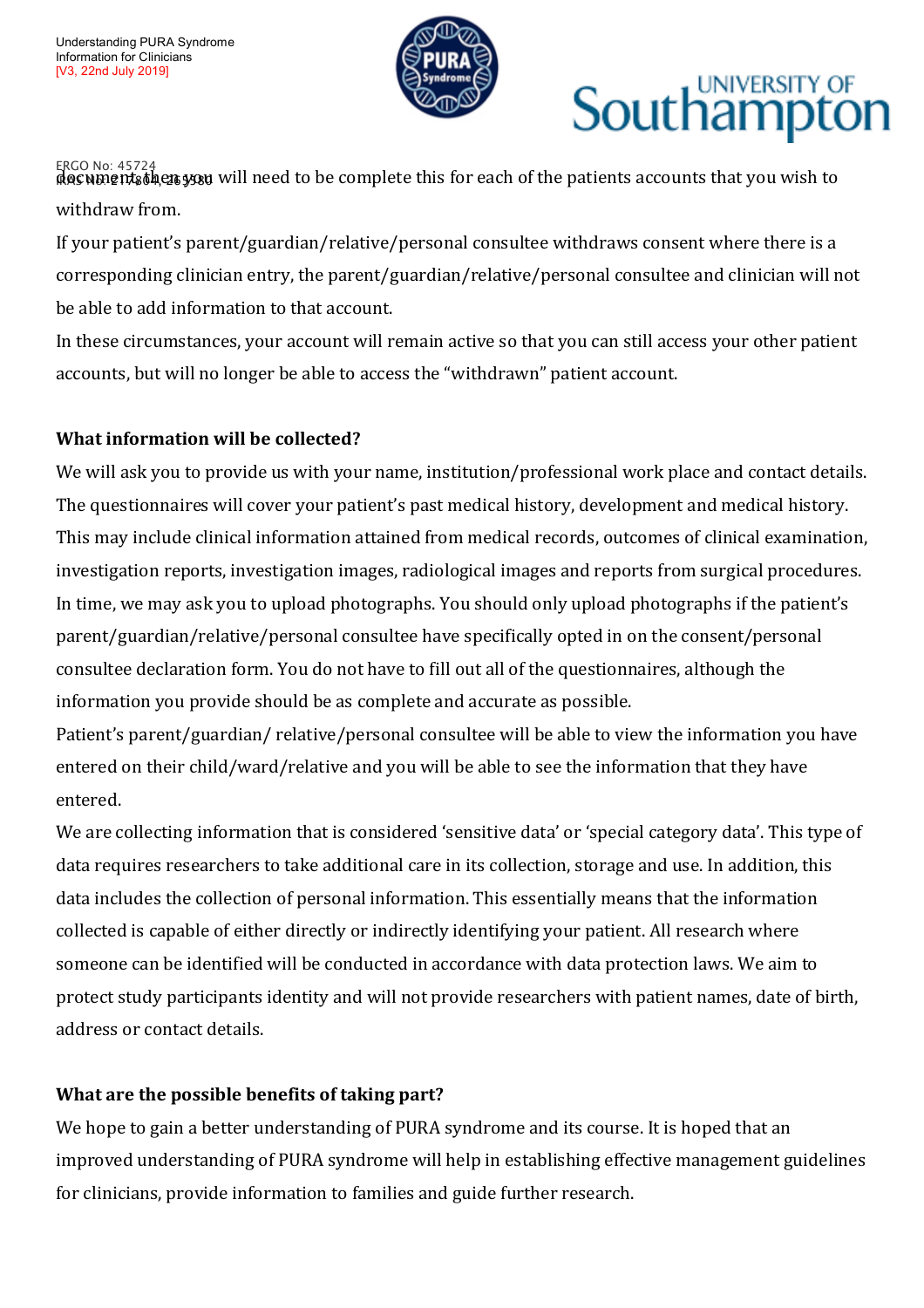documents then you will need to be complete this for each of the patients accounts that you wish to withdraw from.

If your patient's parent/guardian/relative/personal consultee withdraws consent where there is a corresponding clinician entry, the parent/guardian/relative/personal consultee and clinician will not be able to add information to that account.

In these circumstances, your account will remain active so that you can still access your other patient accounts, but will no longer be able to access the "withdrawn" patient account.

**What information will be collected?**

We will ask you to provide us with your name, institution/professional work place and contact details. The questionnaires will cover your patient's past medical history, development and medical history. This may include clinical information attained from medical records, outcomes of clinical examination, investigation reports, investigation images, radiological images and reports from surgical procedures. In time, we may ask you to upload photographs. You should only upload photographs if the patient's parent/guardian/relative/personal consultee have specifically opted in on the consent/personal consultee declaration form. You do not have to fill out all of the questionnaires, although the information you provide should be as complete and accurate as possible.

Patient's parent/guardian/ relative/personal consultee will be able to view the information you have entered on their child/ward/relative and you will be able to see the information that they have entered.

We are collecting information that is considered 'sensitive data' or 'special category data'. This type of data requires researchers to take additional care in its collection, storage and use. In addition, this data includes the collection of personal information. This essentially means that the information collected is capable of either directly or indirectly identifying your patient. All research where someone can be identified will be conducted in accordance with data protection laws. We aim to protect study participants identity and will not provide researchers with patient names, date of birth, address or contact details.

**What are the possible benefits of taking part?**

We hope to gain a better understanding of PURA syndrome and its course. It is hoped that an improved understanding of PURA syndrome will help in establishing effective management guidelines for clinicians, provide information to families and guide further research.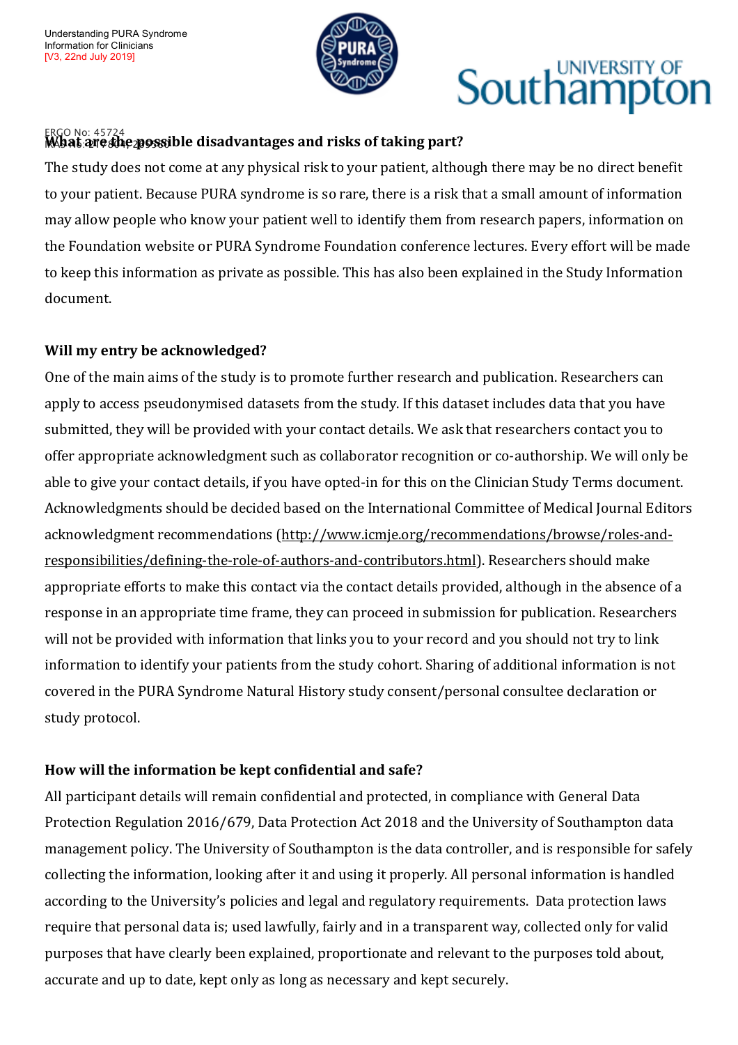### What are the possible disadvantages and risks of taking part?

The study does not come at any physical risk to your patient, although there may be no direct benefit to your patient. Because PURA syndrome is so rare, there is a risk that a small amount of information may allow people who know your patient well to identify them from research papers, information on the Foundation website or PURA Syndrome Foundation conference lectures. Every effort will be made to keep this information as private as possible. This has also been explained in the Study Information document.

### Will my entry be acknowledged?

One of the main aims of the study is to promote further research and publication. Researchers can apply to access pseudonymised datasets from the study. If this dataset includes data that you have submitted, they will be provided with your contact details. We ask that researchers contact you to offer appropriate acknowledgment such as collaborator recognition or co-authorship. We will only be able to give your contact details, if you have opted-in for this on the Clinician Study Terms document. Acknowledgments should be decided based on the International Committee of Medical Journal Editors acknowledgment recommendations (http://www.icmje.org/recommendations/browse/roles-and-responsibilities/defining-the-role-of-authors-and-contributors.html). Researchers should make appropriate efforts to make this contact via the contact details provided, although in the absence of a response in an appropriate time frame, they can proceed in submission for publication. Researchers will not be provided with information that links you to your record and you should not try to link information to identify your patients from the study cohort. Sharing of additional information is not covered in the PURA Syndrome Natural History study consent/personal consultee declaration or study protocol.

### How will the information be kept confidential and safe?

All participant details will remain confidential and protected, in compliance with General Data Protection Regulation 2016/679, Data Protection Act 2018 and the University of Southampton data management policy. The University of Southampton is the data controller, and is responsible for safely collecting the information, looking after it and using it properly. All personal information is handled according to the University's policies and legal and regulatory requirements. Data protection laws require that personal data is; used lawfully, fairly and in a transparent way, collected only for valid purposes that have clearly been explained, proportionate and relevant to the purposes told about, accurate and up to date, kept only as long as necessary and kept securely.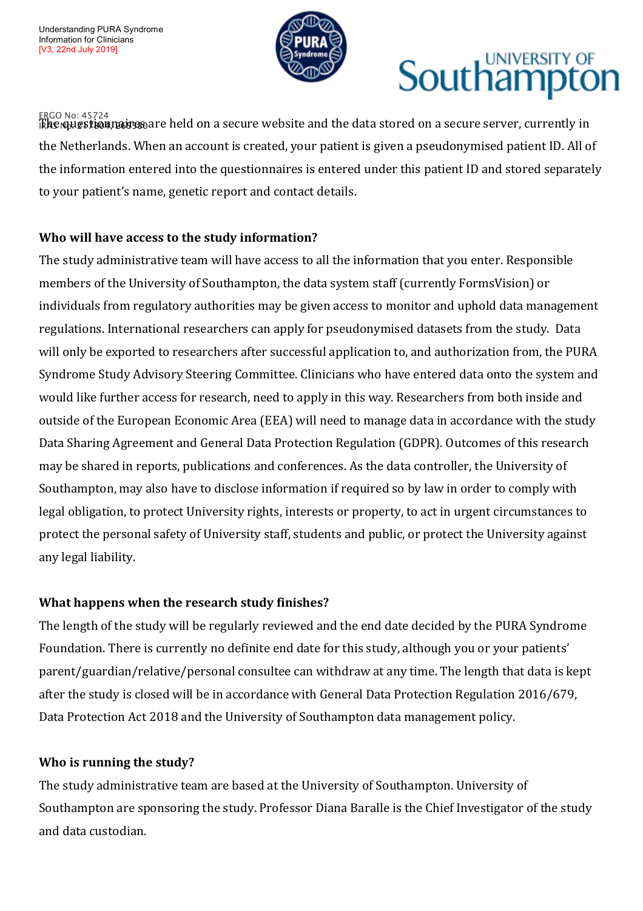The questionnaires are held on a secure website and the data stored on a secure server, currently in the Netherlands. When an account is created, your patient is given a pseudonymised patient ID. All of the information entered into the questionnaires is entered under this patient ID and stored separately to your patient's name, genetic report and contact details.

**Who will have access to the study information?**

The study administrative team will have access to all the information that you enter. Responsible members of the University of Southampton, the data system staff (currently FormsVision) or individuals from regulatory authorities may be given access to monitor and uphold data management regulations. International researchers can apply for pseudonymised datasets from the study. Data will only be exported to researchers after successful application to, and authorization from, the PURA Syndrome Study Advisory Steering Committee. Clinicians who have entered data onto the system and would like further access for research, need to apply in this way. Researchers from both inside and outside of the European Economic Area (EEA) will need to manage data in accordance with the study Data Sharing Agreement and General Data Protection Regulation (GDPR). Outcomes of this research may be shared in reports, publications and conferences. As the data controller, the University of Southampton, may also have to disclose information if required so by law in order to comply with legal obligation, to protect University rights, interests or property, to act in urgent circumstances to protect the personal safety of University staff, students and public, or protect the University against any legal liability.

**What happens when the research study finishes?**

The length of the study will be regularly reviewed and the end date decided by the PURA Syndrome Foundation. There is currently no definite end date for this study, although you or your patients' parent/guardian/relative/personal consultee can withdraw at any time. The length that data is kept after the study is closed will be in accordance with General Data Protection Regulation 2016/679, Data Protection Act 2018 and the University of Southampton data management policy.

**Who is running the study?**

The study administrative team are based at the University of Southampton. University of Southampton are sponsoring the study. Professor Diana Baralle is the Chief Investigator of the study and data custodian.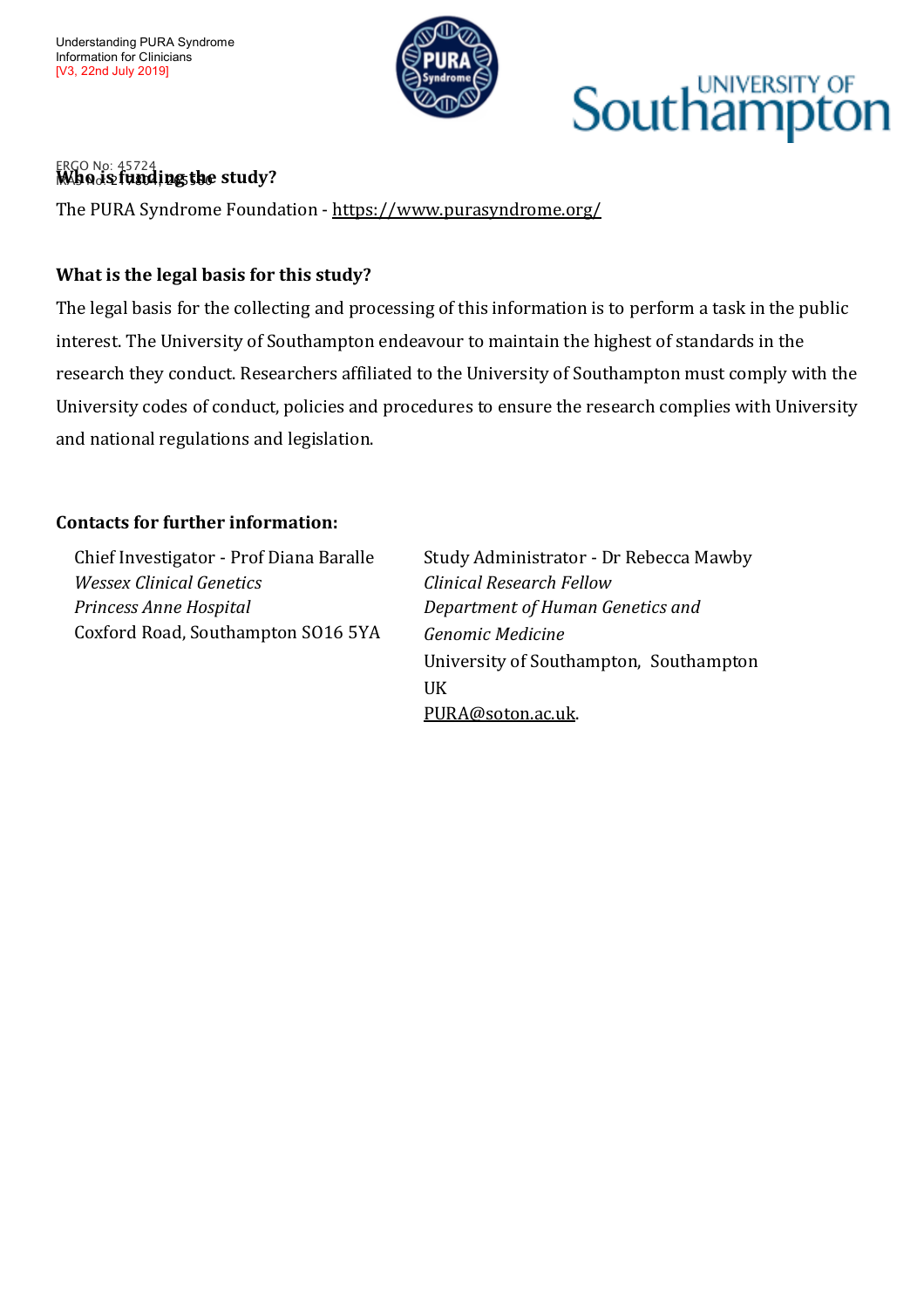ERGO No: 45724

### Who is funding the study?

The PURA Syndrome Foundation - https://www.purasyndrome.org/

### What is the legal basis for this study?

The legal basis for the collecting and processing of this information is to perform a task in the public interest. The University of Southampton endeavour to maintain the highest of standards in the research they conduct. Researchers affiliated to the University of Southampton must comply with the University codes of conduct, policies and procedures to ensure the research complies with University and national regulations and legislation.

### Contacts for further information:

Chief Investigator - Prof Diana Baralle
*Wessex Clinical Genetics*
*Princess Anne Hospital*
Coxford Road, Southampton SO16 5YA

Study Administrator - Dr Rebecca Mawby
*Clinical Research Fellow*
*Department of Human Genetics and Genomic Medicine*
University of Southampton, Southampton
UK
PURA@soton.ac.uk.